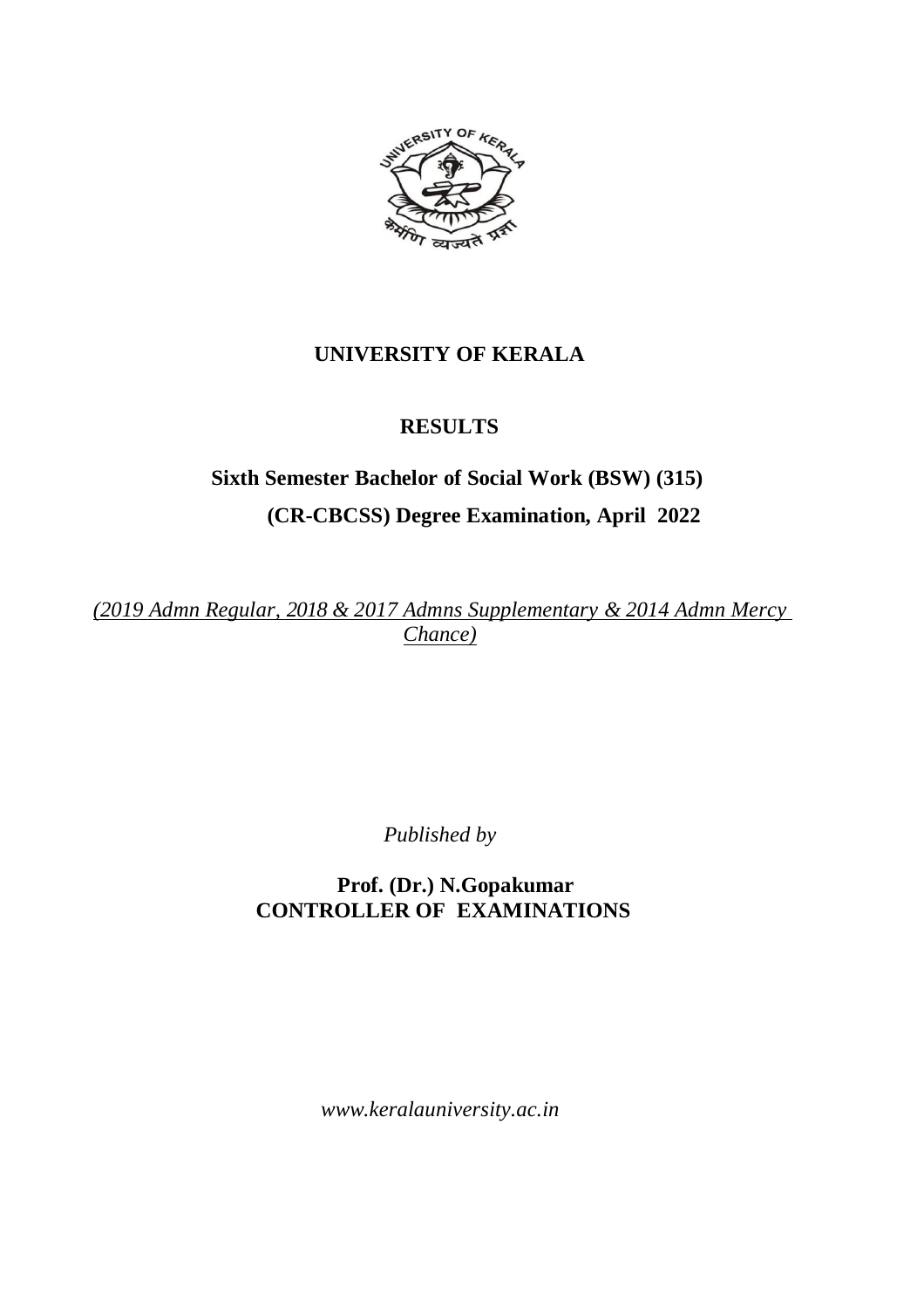# UNIVERSITY OF KERALA

## RESULTS

### Sixth Semester Bachelor of Social Work (BSW) (315)

### (CR-CBCSS) Degree Examination, April 2022

*(2019 Admn Regular, 2018 & 2017 Admns Supplementary & 2014 Admn Mercy Chance)*

*Published by*

**Prof. (Dr.) N.Gopakumar**
**CONTROLLER OF EXAMINATIONS**

*www.keralauniversity.ac.in*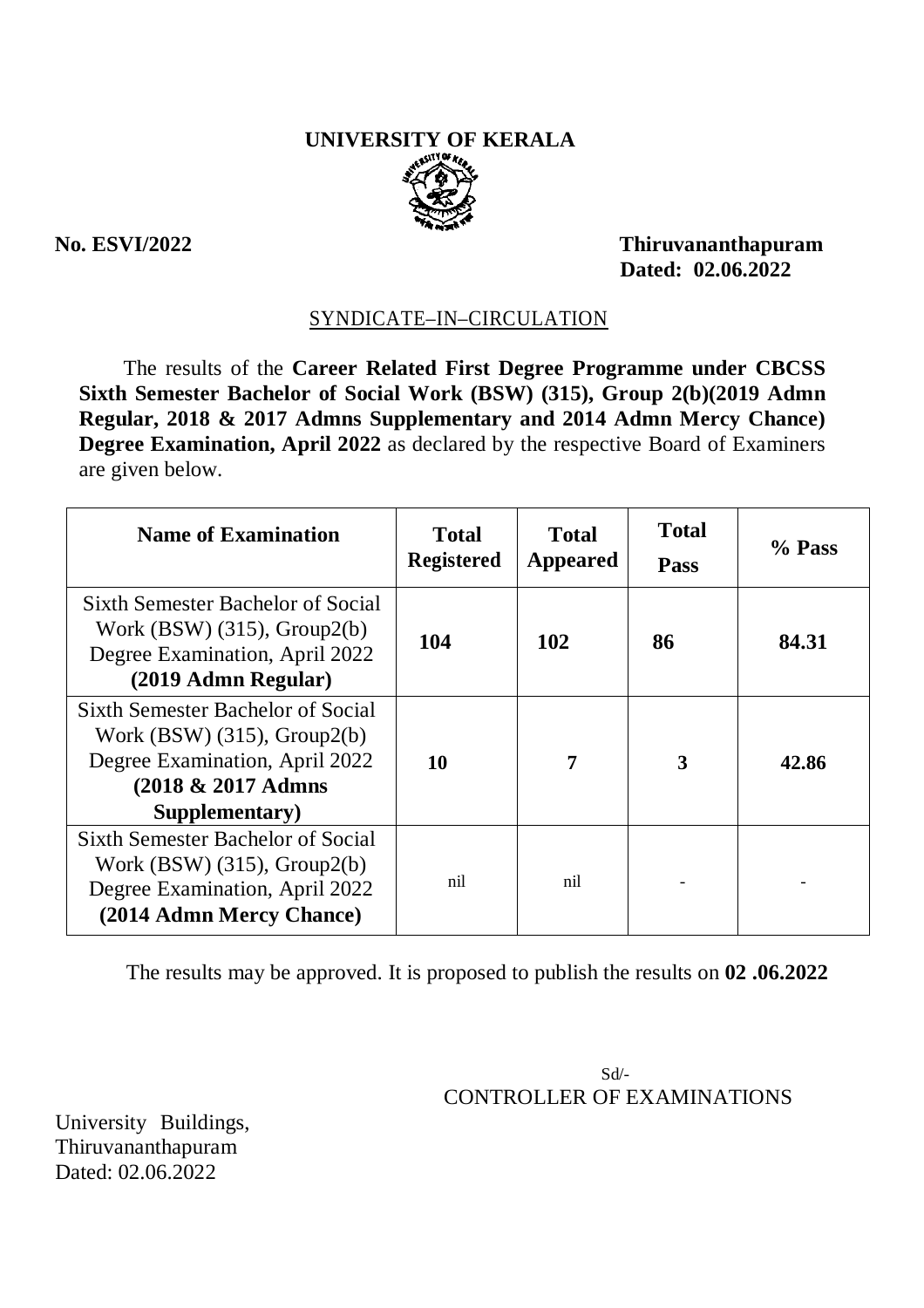# UNIVERSITY OF KERALA

**No. ESVI/2022** **Thiruvananthapuram**
**Dated: 02.06.2022**

SYNDICATE–IN–CIRCULATION

The results of the **Career Related First Degree Programme under CBCSS Sixth Semester Bachelor of Social Work (BSW) (315), Group 2(b)(2019 Admn Regular, 2018 & 2017 Admns Supplementary and 2014 Admn Mercy Chance) Degree Examination, April 2022** as declared by the respective Board of Examiners are given below.

| Name of Examination | Total Registered | Total Appeared | Total Pass | % Pass |
|---|---|---|---|---|
| Sixth Semester Bachelor of Social Work (BSW) (315), Group2(b) Degree Examination, April 2022 **(2019 Admn Regular)** | **104** | **102** | **86** | **84.31** |
| Sixth Semester Bachelor of Social Work (BSW) (315), Group2(b) Degree Examination, April 2022 **(2018 & 2017 Admns Supplementary)** | **10** | **7** | **3** | **42.86** |
| Sixth Semester Bachelor of Social Work (BSW) (315), Group2(b) Degree Examination, April 2022 **(2014 Admn Mercy Chance)** | nil | nil | - | - |

The results may be approved. It is proposed to publish the results on **02 .06.2022**

Sd/-
CONTROLLER OF EXAMINATIONS

University Buildings,
Thiruvananthapuram
Dated: 02.06.2022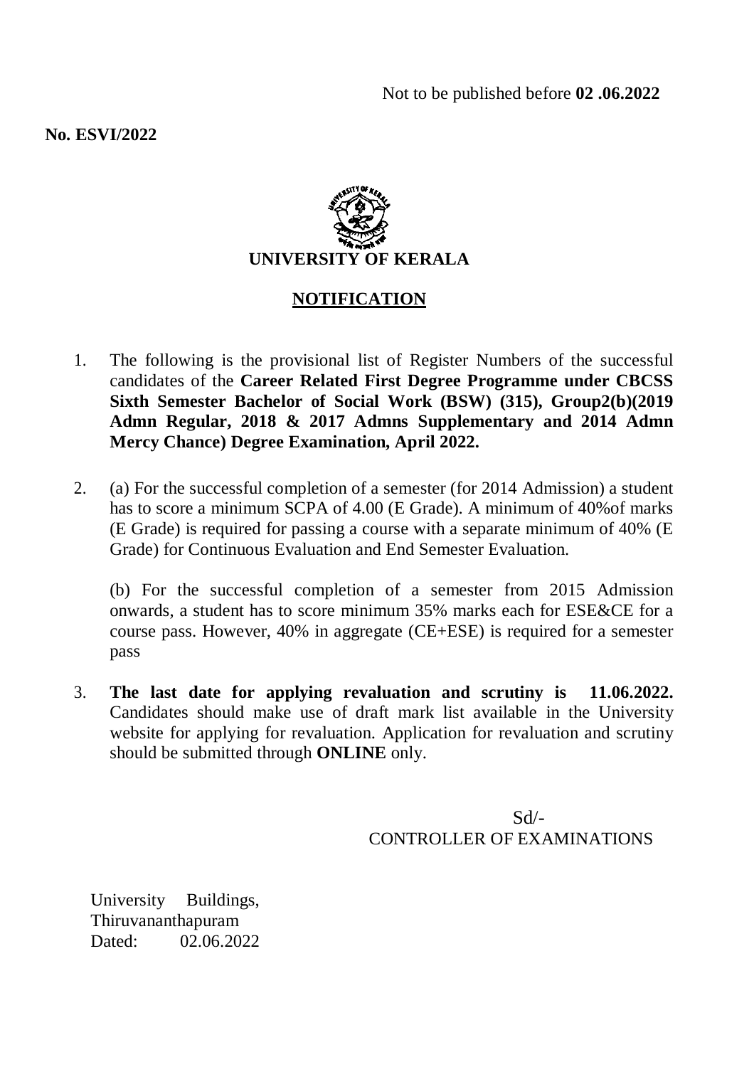Not to be published before **02 .06.2022**

**No. ESVI/2022**

**UNIVERSITY OF KERALA**

## NOTIFICATION

1. The following is the provisional list of Register Numbers of the successful candidates of the **Career Related First Degree Programme under CBCSS Sixth Semester Bachelor of Social Work (BSW) (315), Group2(b)(2019 Admn Regular, 2018 & 2017 Admns Supplementary and 2014 Admn Mercy Chance) Degree Examination, April 2022.**

2. (a) For the successful completion of a semester (for 2014 Admission) a student has to score a minimum SCPA of 4.00 (E Grade). A minimum of 40%of marks (E Grade) is required for passing a course with a separate minimum of 40% (E Grade) for Continuous Evaluation and End Semester Evaluation.

   (b) For the successful completion of a semester from 2015 Admission onwards, a student has to score minimum 35% marks each for ESE&CE for a course pass. However, 40% in aggregate (CE+ESE) is required for a semester pass

3. **The last date for applying revaluation and scrutiny is 11.06.2022.** Candidates should make use of draft mark list available in the University website for applying for revaluation. Application for revaluation and scrutiny should be submitted through **ONLINE** only.

Sd/-
CONTROLLER OF EXAMINATIONS

University Buildings,
Thiruvananthapuram
Dated: 02.06.2022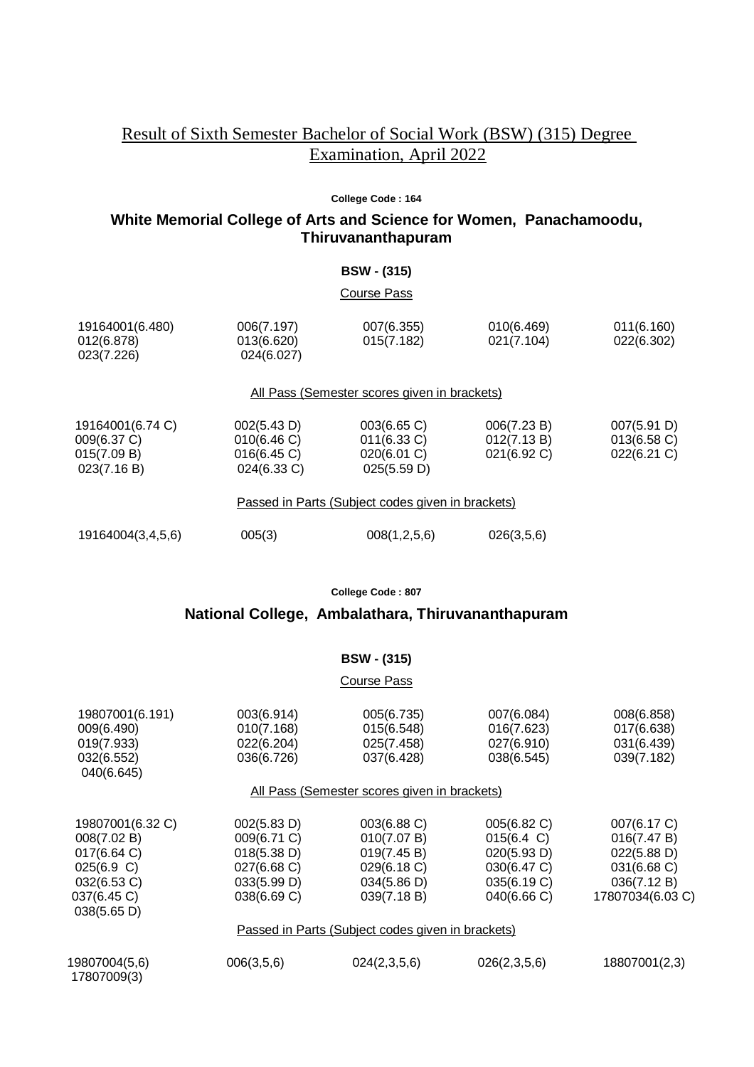# Result of Sixth Semester Bachelor of Social Work (BSW) (315) Degree Examination, April 2022

**College Code : 164**

## White Memorial College of Arts and Science for Women, Panachamoodu, Thiruvananthapuram

**BSW - (315)**

Course Pass

| | | | | |
|---|---|---|---|---|
| 19164001(6.480) | 006(7.197) | 007(6.355) | 010(6.469) | 011(6.160) |
| 012(6.878) | 013(6.620) | 015(7.182) | 021(7.104) | 022(6.302) |
| 023(7.226) | 024(6.027) | | | |

All Pass (Semester scores given in brackets)

| | | | | |
|---|---|---|---|---|
| 19164001(6.74 C) | 002(5.43 D) | 003(6.65 C) | 006(7.23 B) | 007(5.91 D) |
| 009(6.37 C) | 010(6.46 C) | 011(6.33 C) | 012(7.13 B) | 013(6.58 C) |
| 015(7.09 B) | 016(6.45 C) | 020(6.01 C) | 021(6.92 C) | 022(6.21 C) |
| 023(7.16 B) | 024(6.33 C) | 025(5.59 D) | | |

Passed in Parts (Subject codes given in brackets)

| | | | |
|---|---|---|---|
| 19164004(3,4,5,6) | 005(3) | 008(1,2,5,6) | 026(3,5,6) |

**College Code : 807**

## National College, Ambalathara, Thiruvananthapuram

**BSW - (315)**

Course Pass

| | | | | |
|---|---|---|---|---|
| 19807001(6.191) | 003(6.914) | 005(6.735) | 007(6.084) | 008(6.858) |
| 009(6.490) | 010(7.168) | 015(6.548) | 016(7.623) | 017(6.638) |
| 019(7.933) | 022(6.204) | 025(7.458) | 027(6.910) | 031(6.439) |
| 032(6.552) | 036(6.726) | 037(6.428) | 038(6.545) | 039(7.182) |
| 040(6.645) | | | | |

All Pass (Semester scores given in brackets)

| | | | | |
|---|---|---|---|---|
| 19807001(6.32 C) | 002(5.83 D) | 003(6.88 C) | 005(6.82 C) | 007(6.17 C) |
| 008(7.02 B) | 009(6.71 C) | 010(7.07 B) | 015(6.4 C) | 016(7.47 B) |
| 017(6.64 C) | 018(5.38 D) | 019(7.45 B) | 020(5.93 D) | 022(5.88 D) |
| 025(6.9 C) | 027(6.68 C) | 029(6.18 C) | 030(6.47 C) | 031(6.68 C) |
| 032(6.53 C) | 033(5.99 D) | 034(5.86 D) | 035(6.19 C) | 036(7.12 B) |
| 037(6.45 C) | 038(6.69 C) | 039(7.18 B) | 040(6.66 C) | 17807034(6.03 C) |
| 038(5.65 D) | | | | |

Passed in Parts (Subject codes given in brackets)

| | | | | |
|---|---|---|---|---|
| 19807004(5,6) | 006(3,5,6) | 024(2,3,5,6) | 026(2,3,5,6) | 18807001(2,3) |
| 17807009(3) | | | | |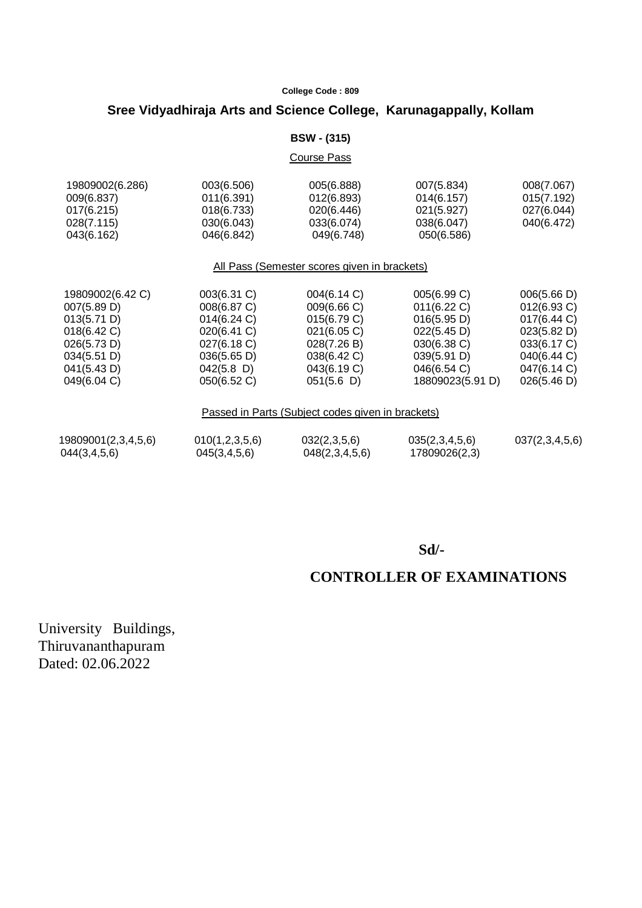College Code : 809

## Sree Vidyadhiraja Arts and Science College, Karunagappally, Kollam

### BSW - (315)

Course Pass

| | | | | |
|---|---|---|---|---|
| 19809002(6.286) | 003(6.506) | 005(6.888) | 007(5.834) | 008(7.067) |
| 009(6.837) | 011(6.391) | 012(6.893) | 014(6.157) | 015(7.192) |
| 017(6.215) | 018(6.733) | 020(6.446) | 021(5.927) | 027(6.044) |
| 028(7.115) | 030(6.043) | 033(6.074) | 038(6.047) | 040(6.472) |
| 043(6.162) | 046(6.842) | 049(6.748) | 050(6.586) | |

All Pass (Semester scores given in brackets)

| | | | | |
|---|---|---|---|---|
| 19809002(6.42 C) | 003(6.31 C) | 004(6.14 C) | 005(6.99 C) | 006(5.66 D) |
| 007(5.89 D) | 008(6.87 C) | 009(6.66 C) | 011(6.22 C) | 012(6.93 C) |
| 013(5.71 D) | 014(6.24 C) | 015(6.79 C) | 016(5.95 D) | 017(6.44 C) |
| 018(6.42 C) | 020(6.41 C) | 021(6.05 C) | 022(5.45 D) | 023(5.82 D) |
| 026(5.73 D) | 027(6.18 C) | 028(7.26 B) | 030(6.38 C) | 033(6.17 C) |
| 034(5.51 D) | 036(5.65 D) | 038(6.42 C) | 039(5.91 D) | 040(6.44 C) |
| 041(5.43 D) | 042(5.8 D) | 043(6.19 C) | 046(6.54 C) | 047(6.14 C) |
| 049(6.04 C) | 050(6.52 C) | 051(5.6 D) | 18809023(5.91 D) | 026(5.46 D) |

Passed in Parts (Subject codes given in brackets)

| | | | | |
|---|---|---|---|---|
| 19809001(2,3,4,5,6) | 010(1,2,3,5,6) | 032(2,3,5,6) | 035(2,3,4,5,6) | 037(2,3,4,5,6) |
| 044(3,4,5,6) | 045(3,4,5,6) | 048(2,3,4,5,6) | 17809026(2,3) | |

**Sd/-**

**CONTROLLER OF EXAMINATIONS**

University Buildings,
Thiruvananthapuram
Dated: 02.06.2022